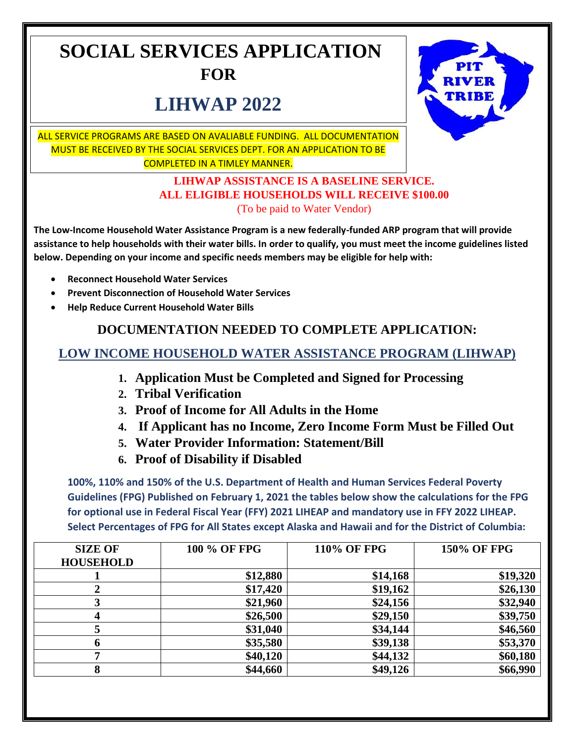# SOCIAL SERVICES APPLICATION FOR

# LIHWAP 2022

ALL SERVICE PROGRAMS ARE BASED ON AVALIABLE FUNDING. ALL DOCUMENTATION MUST BE RECEIVED BY THE SOCIAL SERVICES DEPT. FOR AN APPLICATION TO BE COMPLETED IN A TIMLEY MANNER.

PIT RIVER TRIBE

**LIHWAP ASSISTANCE IS A BASELINE SERVICE.**
**ALL ELIGIBLE HOUSEHOLDS WILL RECEIVE $100.00**
(To be paid to Water Vendor)

**The Low-Income Household Water Assistance Program is a new federally-funded ARP program that will provide assistance to help households with their water bills. In order to qualify, you must meet the income guidelines listed below. Depending on your income and specific needs members may be eligible for help with:**

- **Reconnect Household Water Services**
- **Prevent Disconnection of Household Water Services**
- **Help Reduce Current Household Water Bills**

## DOCUMENTATION NEEDED TO COMPLETE APPLICATION:

## LOW INCOME HOUSEHOLD WATER ASSISTANCE PROGRAM (LIHWAP)

1. **Application Must be Completed and Signed for Processing**
2. **Tribal Verification**
3. **Proof of Income for All Adults in the Home**
4. **If Applicant has no Income, Zero Income Form Must be Filled Out**
5. **Water Provider Information: Statement/Bill**
6. **Proof of Disability if Disabled**

**100%, 110% and 150% of the U.S. Department of Health and Human Services Federal Poverty Guidelines (FPG) Published on February 1, 2021 the tables below show the calculations for the FPG for optional use in Federal Fiscal Year (FFY) 2021 LIHEAP and mandatory use in FFY 2022 LIHEAP. Select Percentages of FPG for All States except Alaska and Hawaii and for the District of Columbia:**

| SIZE OF HOUSEHOLD | 100 % OF FPG | 110% OF FPG | 150% OF FPG |
|---|---|---|---|
| 1 | $12,880 | $14,168 | $19,320 |
| 2 | $17,420 | $19,162 | $26,130 |
| 3 | $21,960 | $24,156 | $32,940 |
| 4 | $26,500 | $29,150 | $39,750 |
| 5 | $31,040 | $34,144 | $46,560 |
| 6 | $35,580 | $39,138 | $53,370 |
| 7 | $40,120 | $44,132 | $60,180 |
| 8 | $44,660 | $49,126 | $66,990 |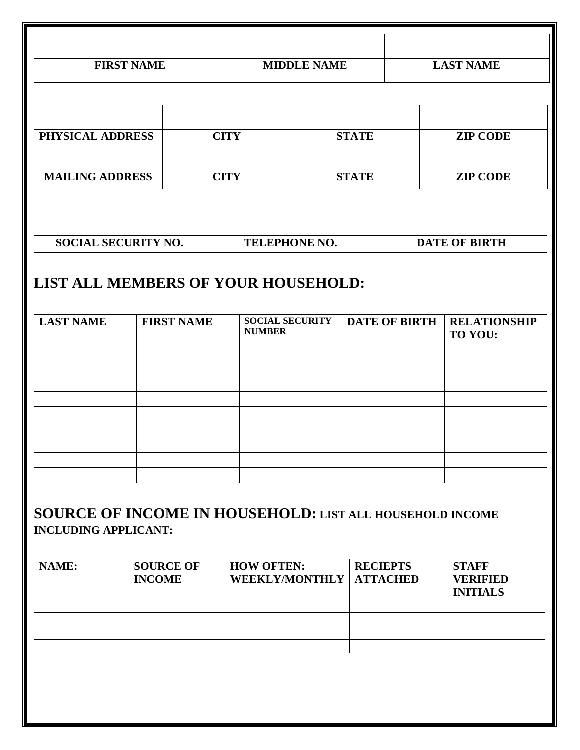| | | |
|---|---|---|
| | | |
| **FIRST NAME** | **MIDDLE NAME** | **LAST NAME** |

| | | | |
|---|---|---|---|
| | | | |
| **PHYSICAL ADDRESS** | **CITY** | **STATE** | **ZIP CODE** |
| | | | |
| **MAILING ADDRESS** | **CITY** | **STATE** | **ZIP CODE** |

| | | |
|---|---|---|
| | | |
| **SOCIAL SECURITY NO.** | **TELEPHONE NO.** | **DATE OF BIRTH** |

## LIST ALL MEMBERS OF YOUR HOUSEHOLD:

| LAST NAME | FIRST NAME | SOCIAL SECURITY NUMBER | DATE OF BIRTH | RELATIONSHIP TO YOU: |
|---|---|---|---|---|
| | | | | |
| | | | | |
| | | | | |
| | | | | |
| | | | | |
| | | | | |
| | | | | |
| | | | | |
| | | | | |

## SOURCE OF INCOME IN HOUSEHOLD: LIST ALL HOUSEHOLD INCOME INCLUDING APPLICANT:

| NAME: | SOURCE OF INCOME | HOW OFTEN: WEEKLY/MONTHLY | RECIEPTS ATTACHED | STAFF VERIFIED INITIALS |
|---|---|---|---|---|
| | | | | |
| | | | | |
| | | | | |
| | | | | |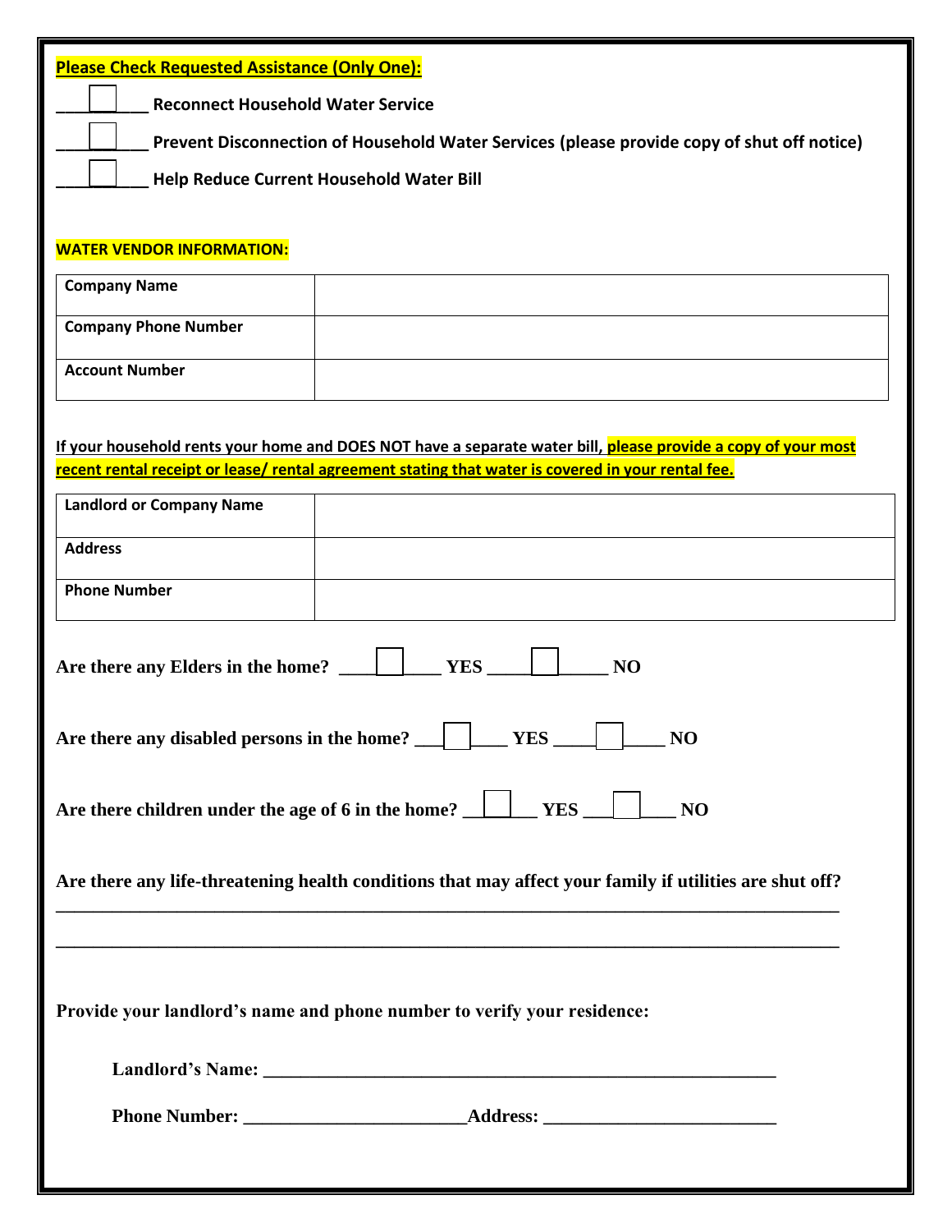**Please Check Requested Assistance (Only One):**

☐ **Reconnect Household Water Service**

☐ **Prevent Disconnection of Household Water Services (please provide copy of shut off notice)**

☐ **Help Reduce Current Household Water Bill**

**WATER VENDOR INFORMATION:**

| | |
|---|---|
| **Company Name** | |
| **Company Phone Number** | |
| **Account Number** | |

**If your household rents your home and DOES NOT have a separate water bill, please provide a copy of your most recent rental receipt or lease/ rental agreement stating that water is covered in your rental fee.**

| | |
|---|---|
| **Landlord or Company Name** | |
| **Address** | |
| **Phone Number** | |

**Are there any Elders in the home?** ☐ **YES** ☐ **NO**

**Are there any disabled persons in the home?** ☐ **YES** ☐ **NO**

**Are there children under the age of 6 in the home?** ☐ **YES** ☐ **NO**

**Are there any life-threatening health conditions that may affect your family if utilities are shut off?**

______________________________________________________________________________

______________________________________________________________________________

**Provide your landlord's name and phone number to verify your residence:**

**Landlord's Name:** ______________________________________________________

**Phone Number:** ______________________**Address:** ______________________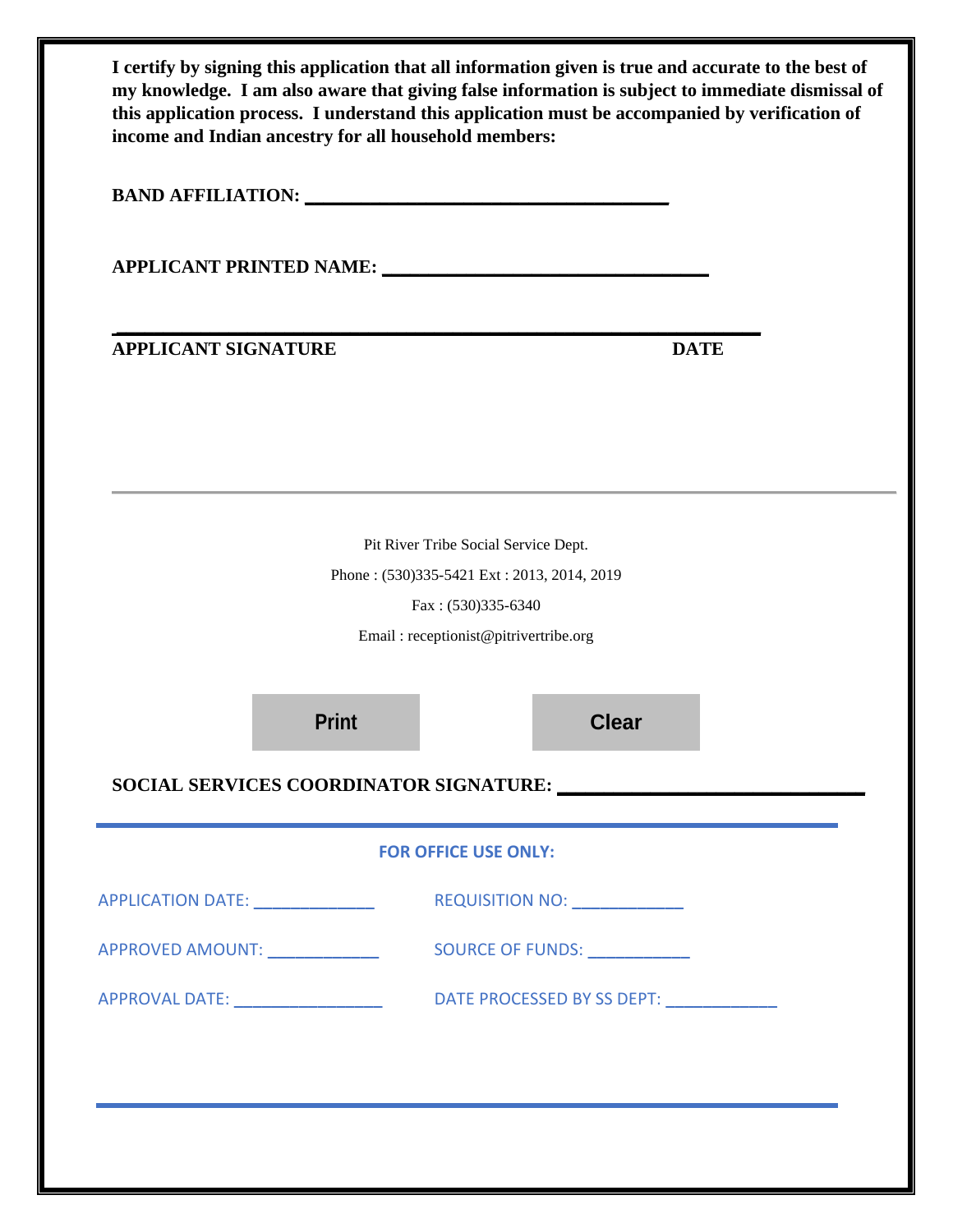**I certify by signing this application that all information given is true and accurate to the best of my knowledge. I am also aware that giving false information is subject to immediate dismissal of this application process. I understand this application must be accompanied by verification of income and Indian ancestry for all household members:**

**BAND AFFILIATION:** ___________________________________

**APPLICANT PRINTED NAME:** _______________________________

_____________________________________________________________

**APPLICANT SIGNATURE** **DATE**

---

Pit River Tribe Social Service Dept.

Phone : (530)335-5421 Ext : 2013, 2014, 2019

Fax : (530)335-6340

Email : receptionist@pitrivertribe.org

Print Clear

**SOCIAL SERVICES COORDINATOR SIGNATURE:** _____________________________

---

**FOR OFFICE USE ONLY:**

APPLICATION DATE: _____________ REQUISITION NO: ____________

APPROVED AMOUNT: ____________ SOURCE OF FUNDS: ___________

APPROVAL DATE: ________________ DATE PROCESSED BY SS DEPT: ____________

---